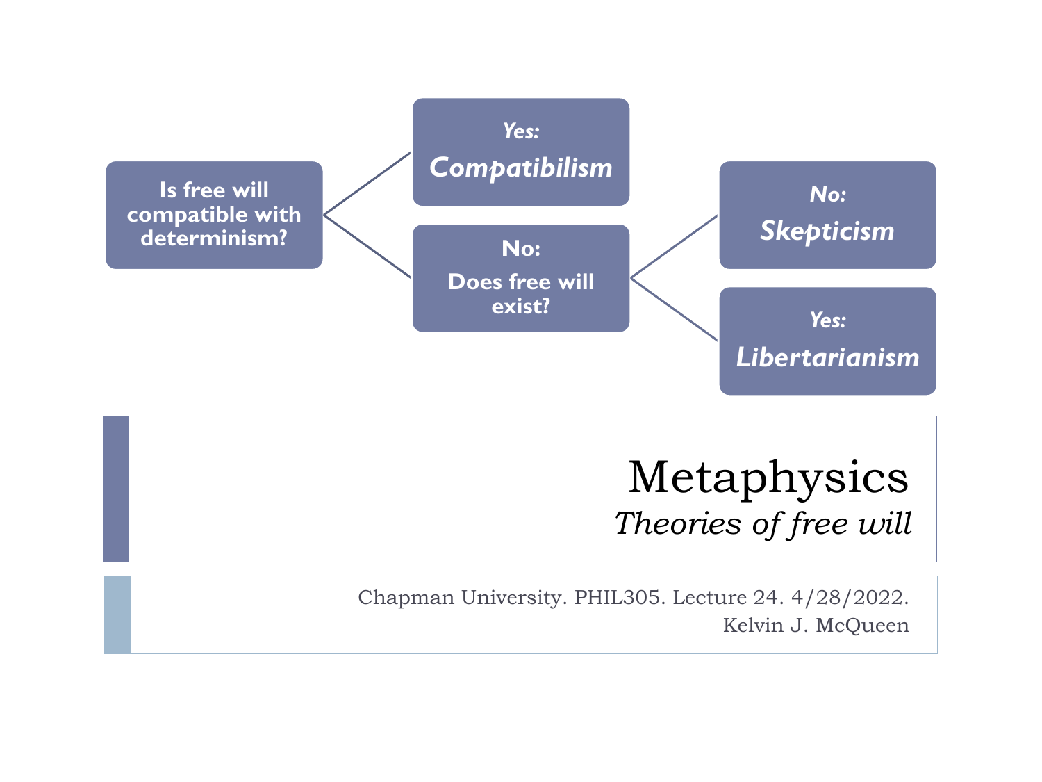Is free will compatible with determinism?

- *Yes:* ***Compatibilism***
- **No:** **Does free will exist?**
  - *No:* ***Skepticism***
  - *Yes:* ***Libertarianism***

# Metaphysics

*Theories of free will*

Chapman University. PHIL305. Lecture 24. 4/28/2022.

Kelvin J. McQueen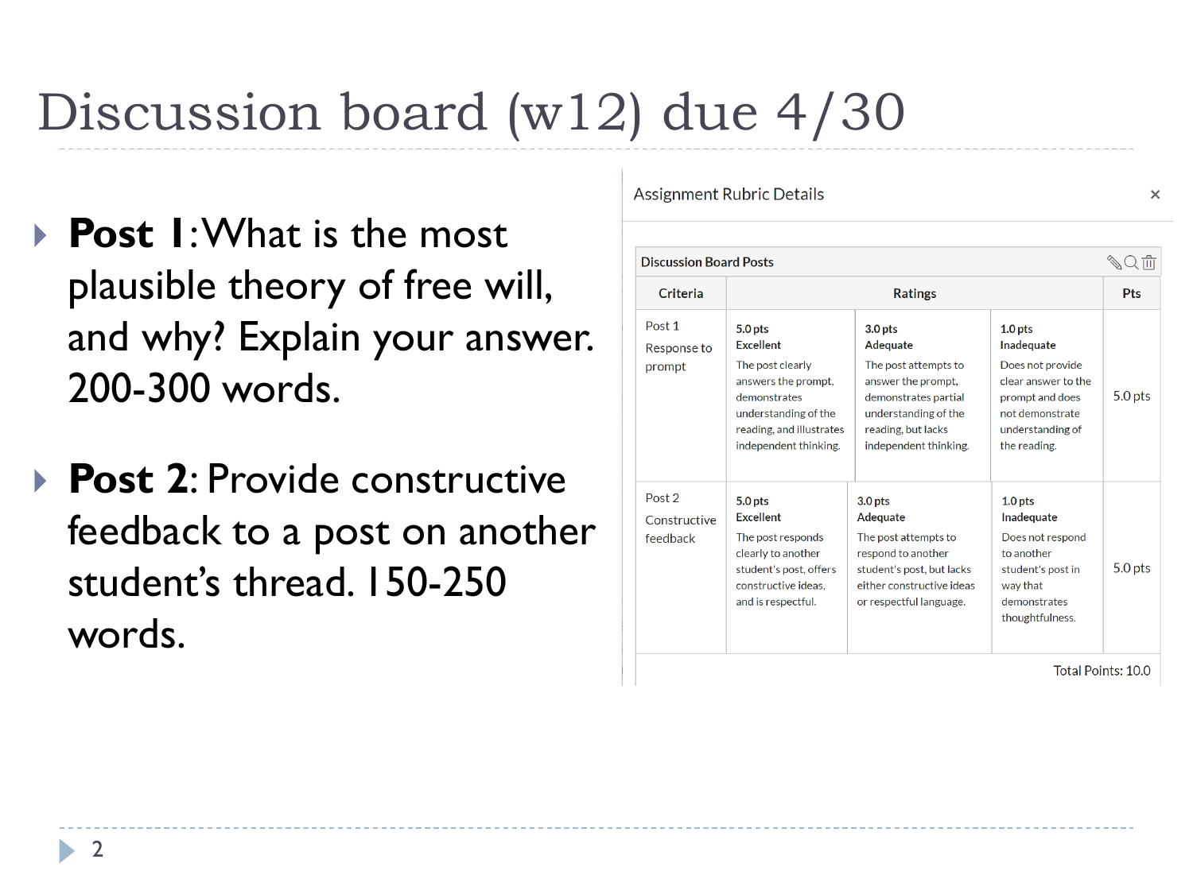# Discussion board (w12) due 4/30

- **Post 1**: What is the most plausible theory of free will, and why? Explain your answer. 200-300 words.
- **Post 2**: Provide constructive feedback to a post on another student's thread. 150-250 words.

Assignment Rubric Details

**Discussion Board Posts**

| Criteria | Ratings | | | Pts |
|---|---|---|---|---|
| Post 1 Response to prompt | **5.0 pts Excellent** The post clearly answers the prompt, demonstrates understanding of the reading, and illustrates independent thinking. | **3.0 pts Adequate** The post attempts to answer the prompt, demonstrates partial understanding of the reading, but lacks independent thinking. | **1.0 pts Inadequate** Does not provide clear answer to the prompt and does not demonstrate understanding of the reading. | 5.0 pts |
| Post 2 Constructive feedback | **5.0 pts Excellent** The post responds clearly to another student's post, offers constructive ideas, and is respectful. | **3.0 pts Adequate** The post attempts to respond to another student's post, but lacks either constructive ideas or respectful language. | **1.0 pts Inadequate** Does not respond to another student's post in way that demonstrates thoughtfulness. | 5.0 pts |

Total Points: 10.0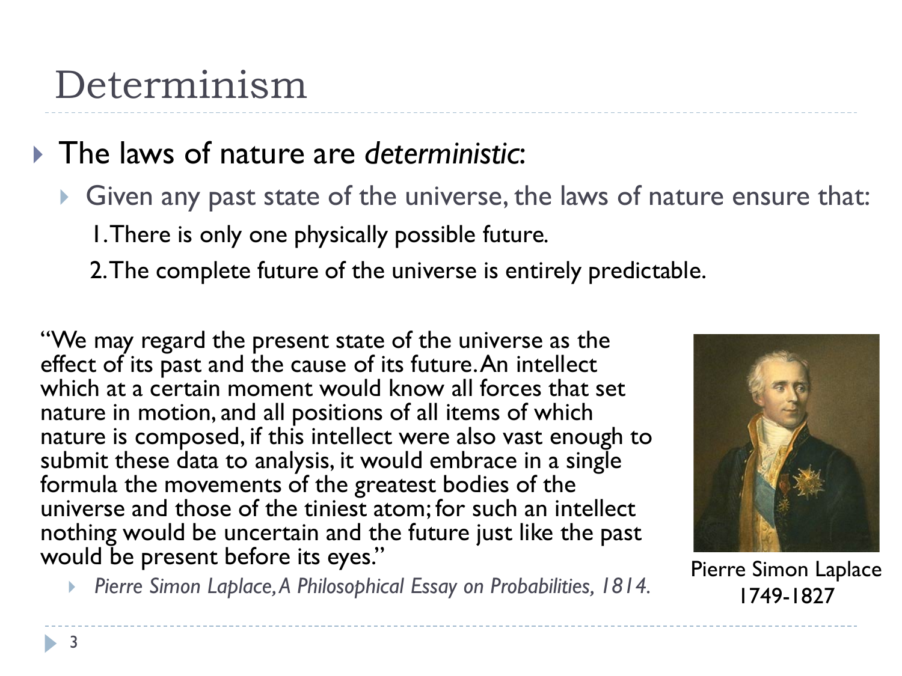# Determinism

- The laws of nature are *deterministic*:
  - Given any past state of the universe, the laws of nature ensure that:
    1. There is only one physically possible future.
    2. The complete future of the universe is entirely predictable.

"We may regard the present state of the universe as the effect of its past and the cause of its future. An intellect which at a certain moment would know all forces that set nature in motion, and all positions of all items of which nature is composed, if this intellect were also vast enough to submit these data to analysis, it would embrace in a single formula the movements of the greatest bodies of the universe and those of the tiniest atom; for such an intellect nothing would be uncertain and the future just like the past would be present before its eyes."

- *Pierre Simon Laplace, A Philosophical Essay on Probabilities, 1814.*

Pierre Simon Laplace
1749-1827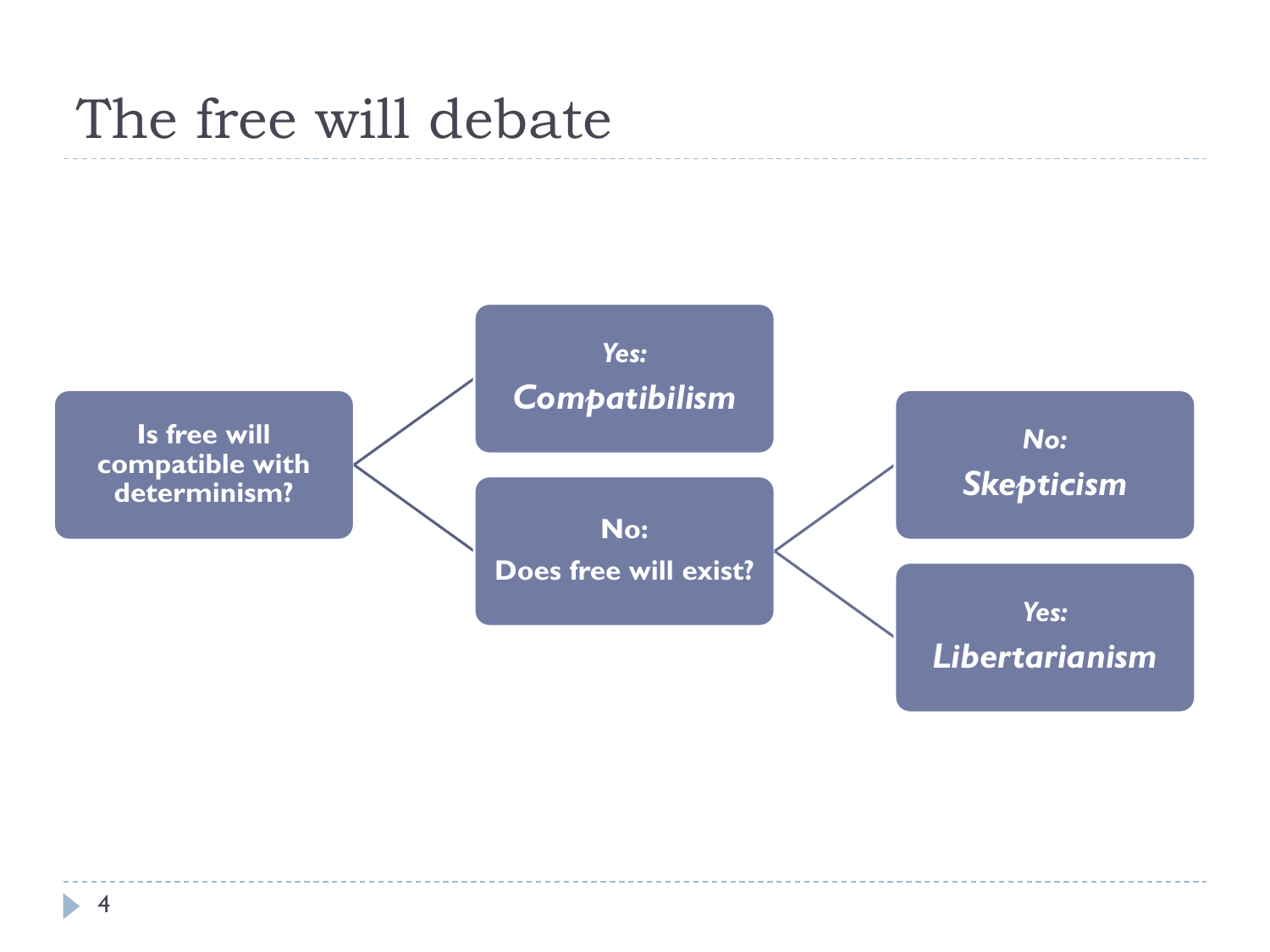# The free will debate

- **Is free will compatible with determinism?**
  - **Yes:** ***Compatibilism***
  - **No:** **Does free will exist?**
    - **No:** ***Skepticism***
    - **Yes:** ***Libertarianism***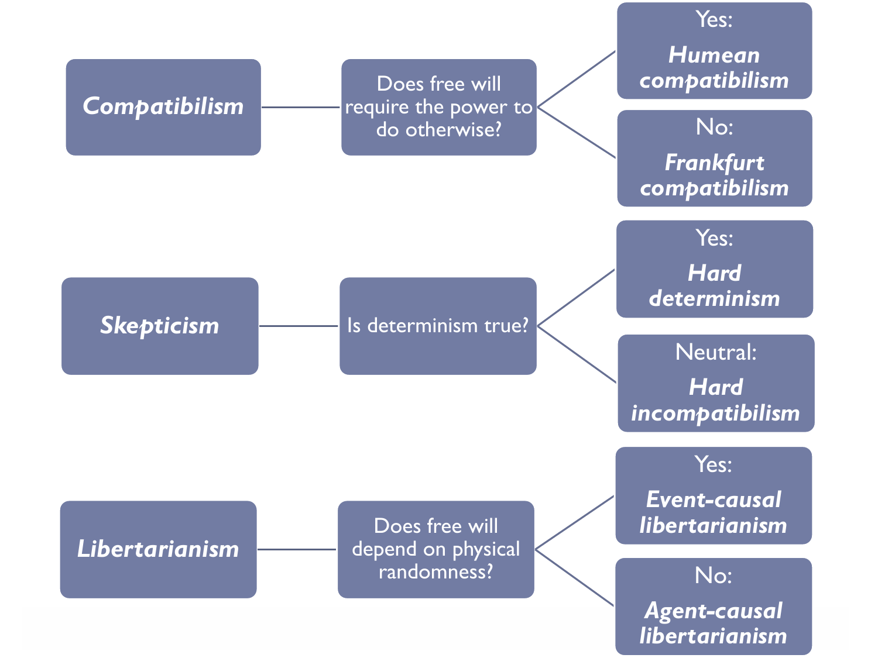- ***Compatibilism*** — Does free will require the power to do otherwise?
  - Yes: ***Humean compatibilism***
  - No: ***Frankfurt compatibilism***
- ***Skepticism*** — Is determinism true?
  - Yes: ***Hard determinism***
  - Neutral: ***Hard incompatibilism***
- ***Libertarianism*** — Does free will depend on physical randomness?
  - Yes: ***Event-causal libertarianism***
  - No: ***Agent-causal libertarianism***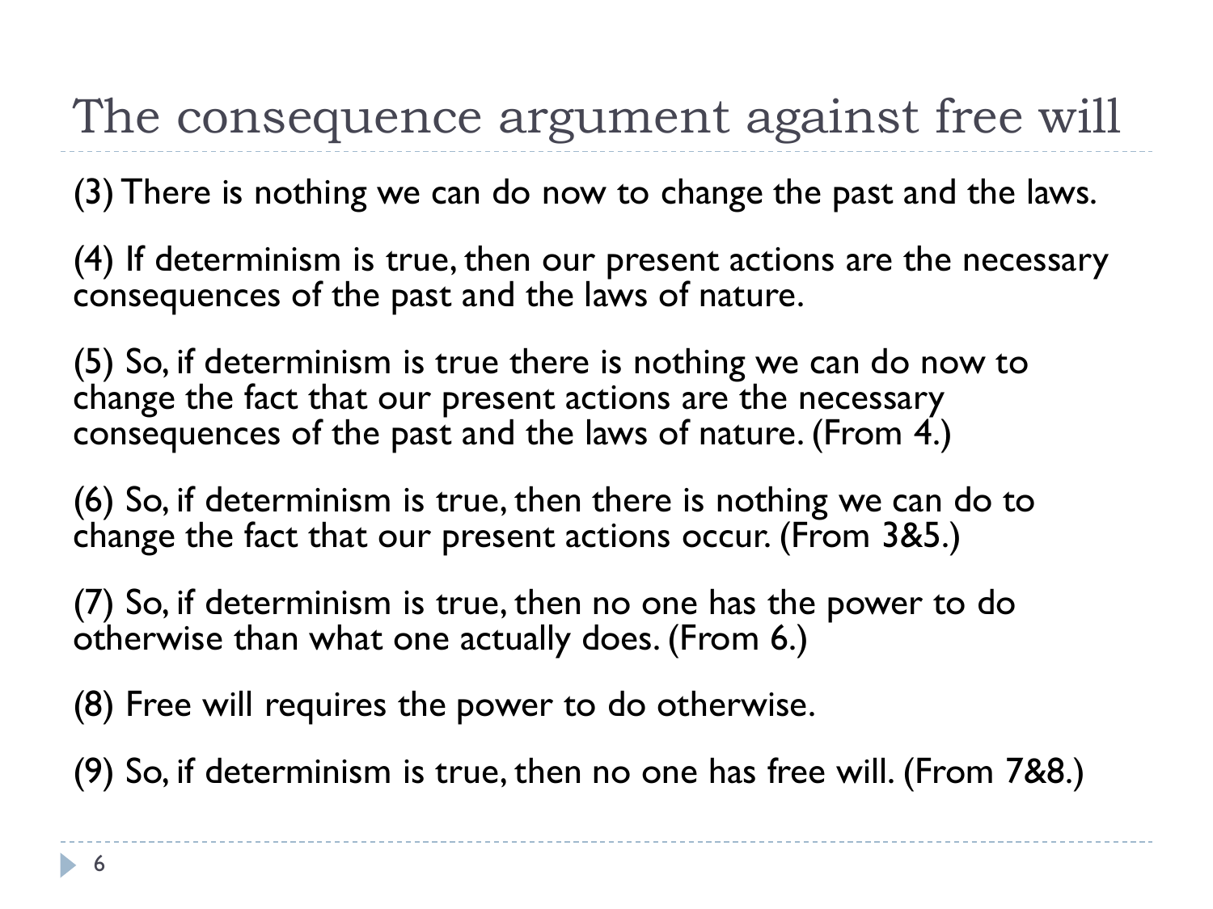# The consequence argument against free will

(3) There is nothing we can do now to change the past and the laws.

(4) If determinism is true, then our present actions are the necessary consequences of the past and the laws of nature.

(5) So, if determinism is true there is nothing we can do now to change the fact that our present actions are the necessary consequences of the past and the laws of nature. (From 4.)

(6) So, if determinism is true, then there is nothing we can do to change the fact that our present actions occur. (From 3&5.)

(7) So, if determinism is true, then no one has the power to do otherwise than what one actually does. (From 6.)

(8) Free will requires the power to do otherwise.

(9) So, if determinism is true, then no one has free will. (From 7&8.)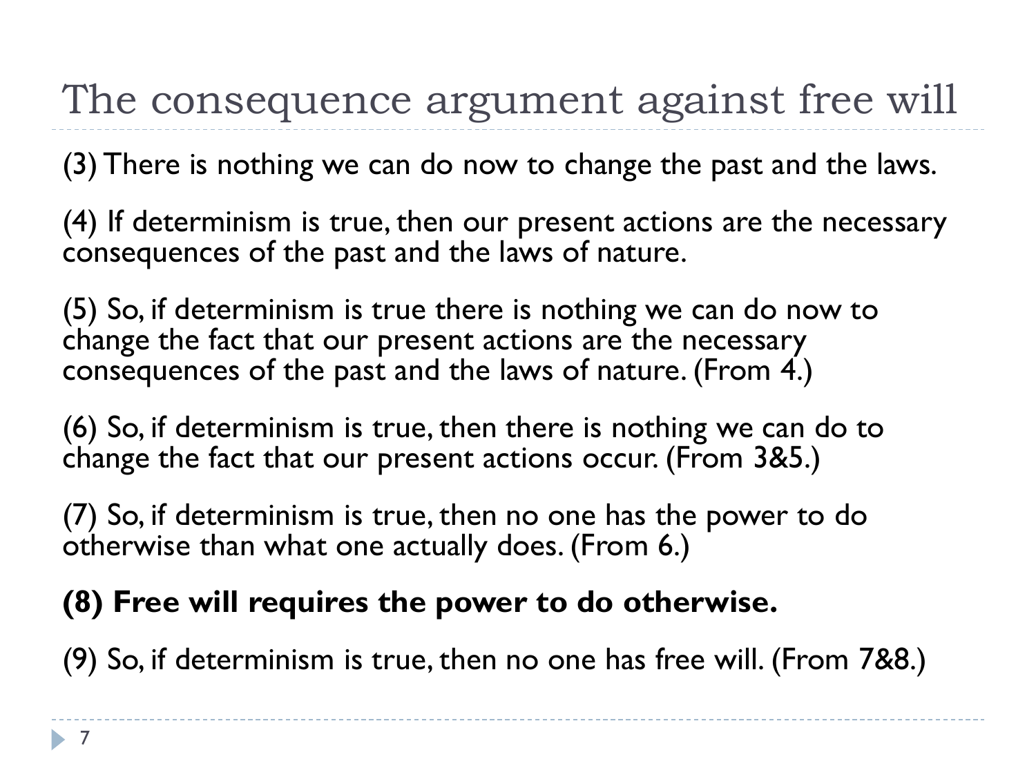# The consequence argument against free will

(3) There is nothing we can do now to change the past and the laws.

(4) If determinism is true, then our present actions are the necessary consequences of the past and the laws of nature.

(5) So, if determinism is true there is nothing we can do now to change the fact that our present actions are the necessary consequences of the past and the laws of nature. (From 4.)

(6) So, if determinism is true, then there is nothing we can do to change the fact that our present actions occur. (From 3&5.)

(7) So, if determinism is true, then no one has the power to do otherwise than what one actually does. (From 6.)

**(8) Free will requires the power to do otherwise.**

(9) So, if determinism is true, then no one has free will. (From 7&8.)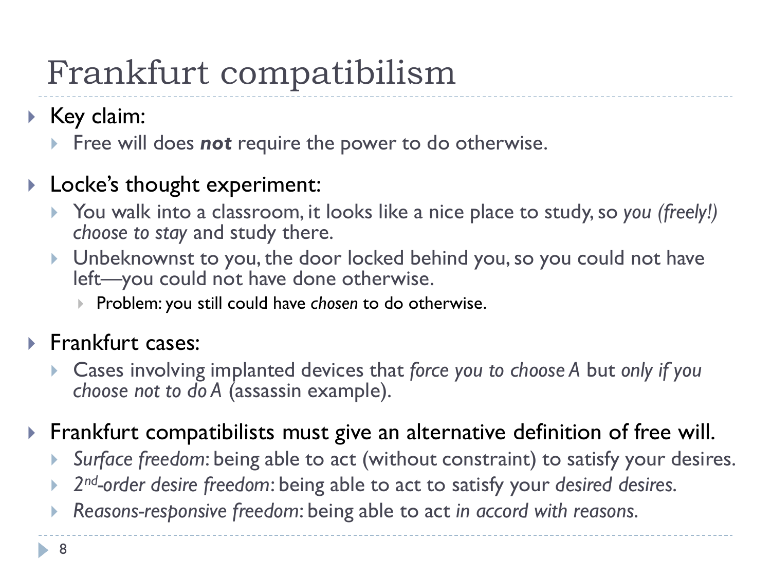# Frankfurt compatibilism

- Key claim:
  - Free will does ***not*** require the power to do otherwise.
- Locke's thought experiment:
  - You walk into a classroom, it looks like a nice place to study, so *you (freely!) choose to stay* and study there.
  - Unbeknownst to you, the door locked behind you, so you could not have left—you could not have done otherwise.
    - Problem: you still could have *chosen* to do otherwise.
- Frankfurt cases:
  - Cases involving implanted devices that *force you to choose A* but *only if you choose not to do A* (assassin example).
- Frankfurt compatibilists must give an alternative definition of free will.
  - *Surface freedom*: being able to act (without constraint) to satisfy your desires.
  - *2nd-order desire freedom*: being able to act to satisfy your *desired desires.*
  - *Reasons-responsive freedom*: being able to act *in accord with reasons.*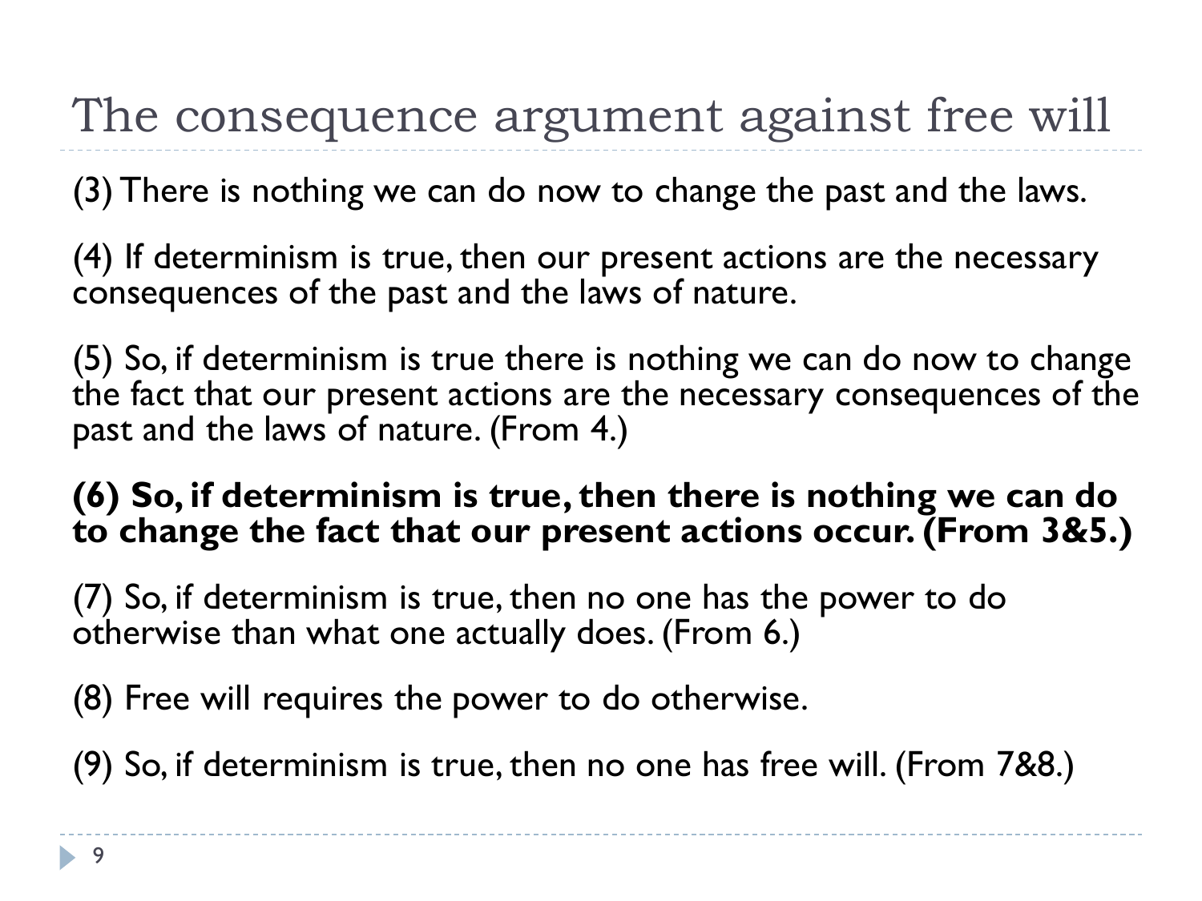# The consequence argument against free will

(3) There is nothing we can do now to change the past and the laws.

(4) If determinism is true, then our present actions are the necessary consequences of the past and the laws of nature.

(5) So, if determinism is true there is nothing we can do now to change the fact that our present actions are the necessary consequences of the past and the laws of nature. (From 4.)

**(6) So, if determinism is true, then there is nothing we can do to change the fact that our present actions occur. (From 3&5.)**

(7) So, if determinism is true, then no one has the power to do otherwise than what one actually does. (From 6.)

(8) Free will requires the power to do otherwise.

(9) So, if determinism is true, then no one has free will. (From 7&8.)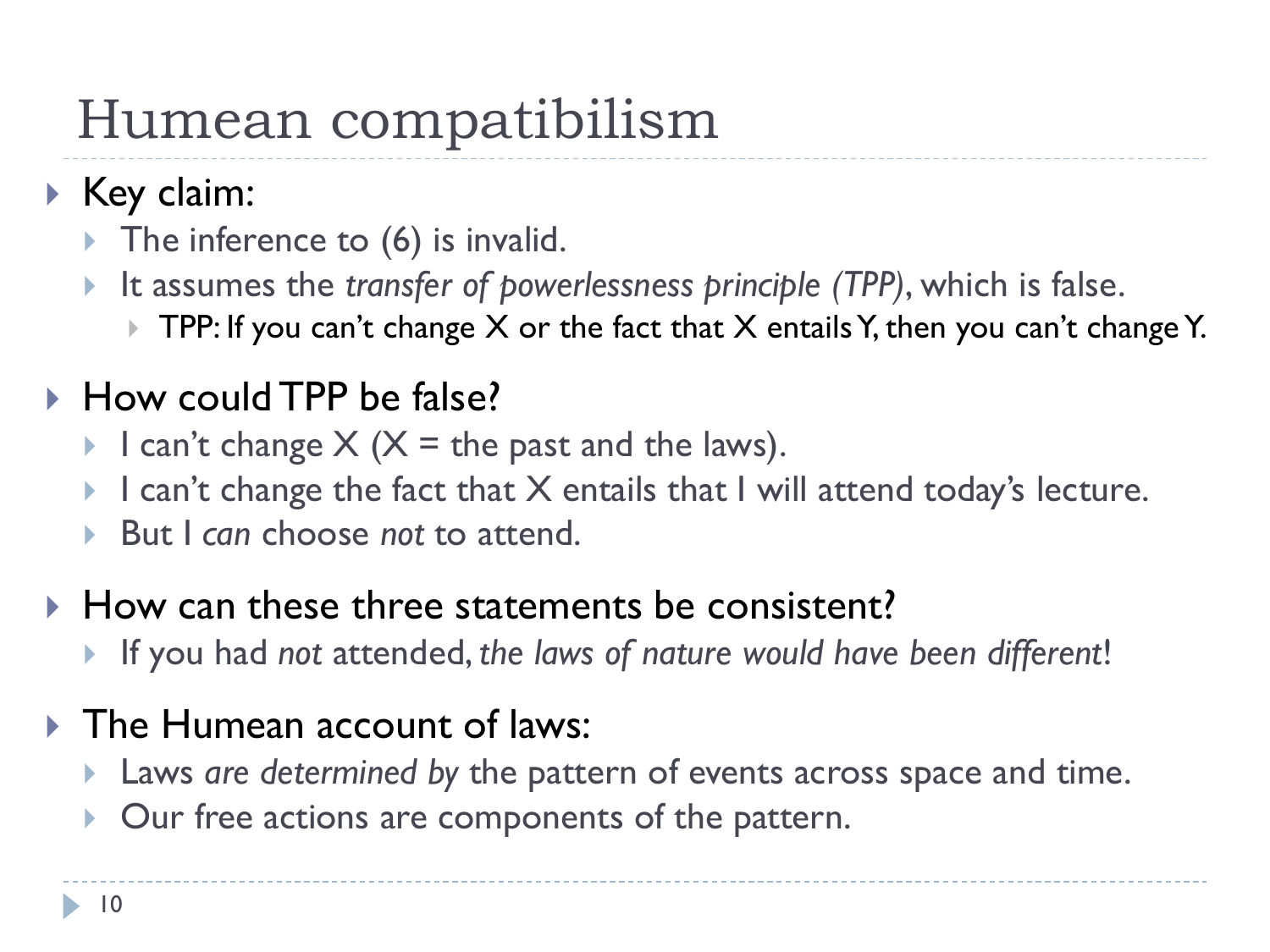# Humean compatibilism

- Key claim:
  - The inference to (6) is invalid.
  - It assumes the *transfer of powerlessness principle (TPP)*, which is false.
    - TPP: If you can't change X or the fact that X entails Y, then you can't change Y.
- How could TPP be false?
  - I can't change X (X = the past and the laws).
  - I can't change the fact that X entails that I will attend today's lecture.
  - But I *can* choose *not* to attend.
- How can these three statements be consistent?
  - If you had *not* attended, *the laws of nature would have been different*!
- The Humean account of laws:
  - Laws *are determined by* the pattern of events across space and time.
  - Our free actions are components of the pattern.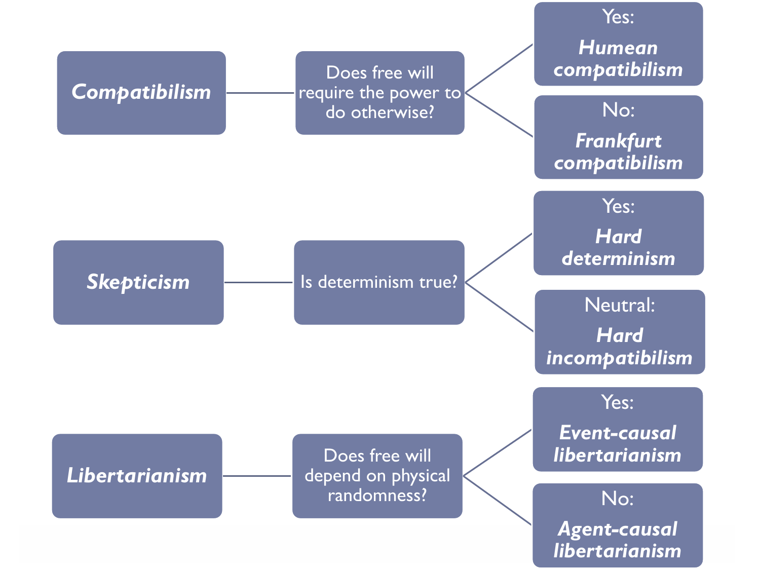**Compatibilism** — Does free will require the power to do otherwise?

- Yes: ***Humean compatibilism***
- No: ***Frankfurt compatibilism***

**Skepticism** — Is determinism true?

- Yes: ***Hard determinism***
- Neutral: ***Hard incompatibilism***

**Libertarianism** — Does free will depend on physical randomness?

- Yes: ***Event-causal libertarianism***
- No: ***Agent-causal libertarianism***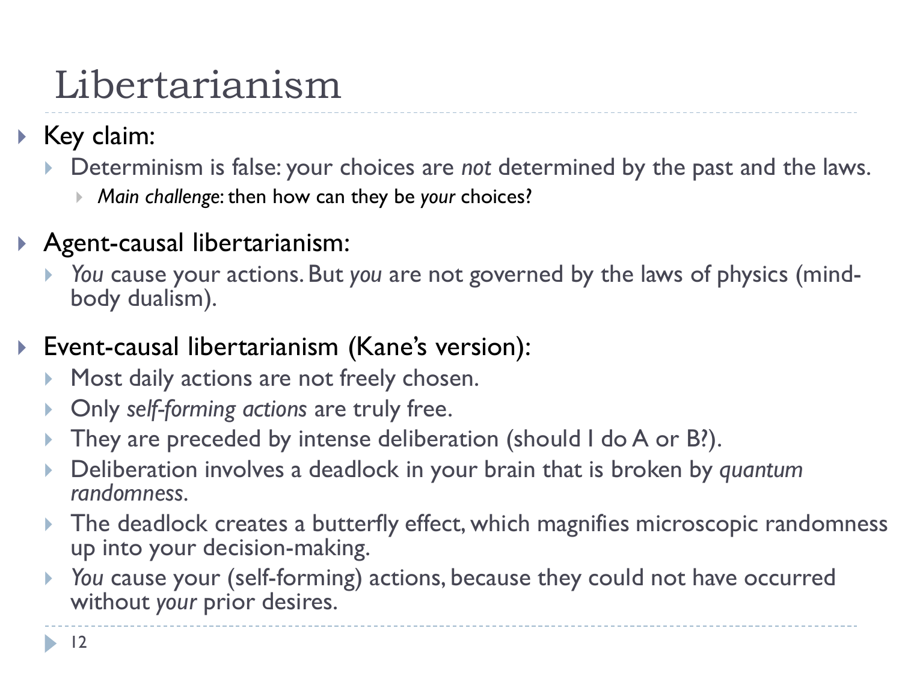# Libertarianism

- Key claim:
  - Determinism is false: your choices are *not* determined by the past and the laws.
    - *Main challenge*: then how can they be *your* choices?
- Agent-causal libertarianism:
  - *You* cause your actions. But *you* are not governed by the laws of physics (mind-body dualism).
- Event-causal libertarianism (Kane's version):
  - Most daily actions are not freely chosen.
  - Only *self-forming actions* are truly free.
  - They are preceded by intense deliberation (should I do A or B?).
  - Deliberation involves a deadlock in your brain that is broken by *quantum randomness*.
  - The deadlock creates a butterfly effect, which magnifies microscopic randomness up into your decision-making.
  - *You* cause your (self-forming) actions, because they could not have occurred without *your* prior desires.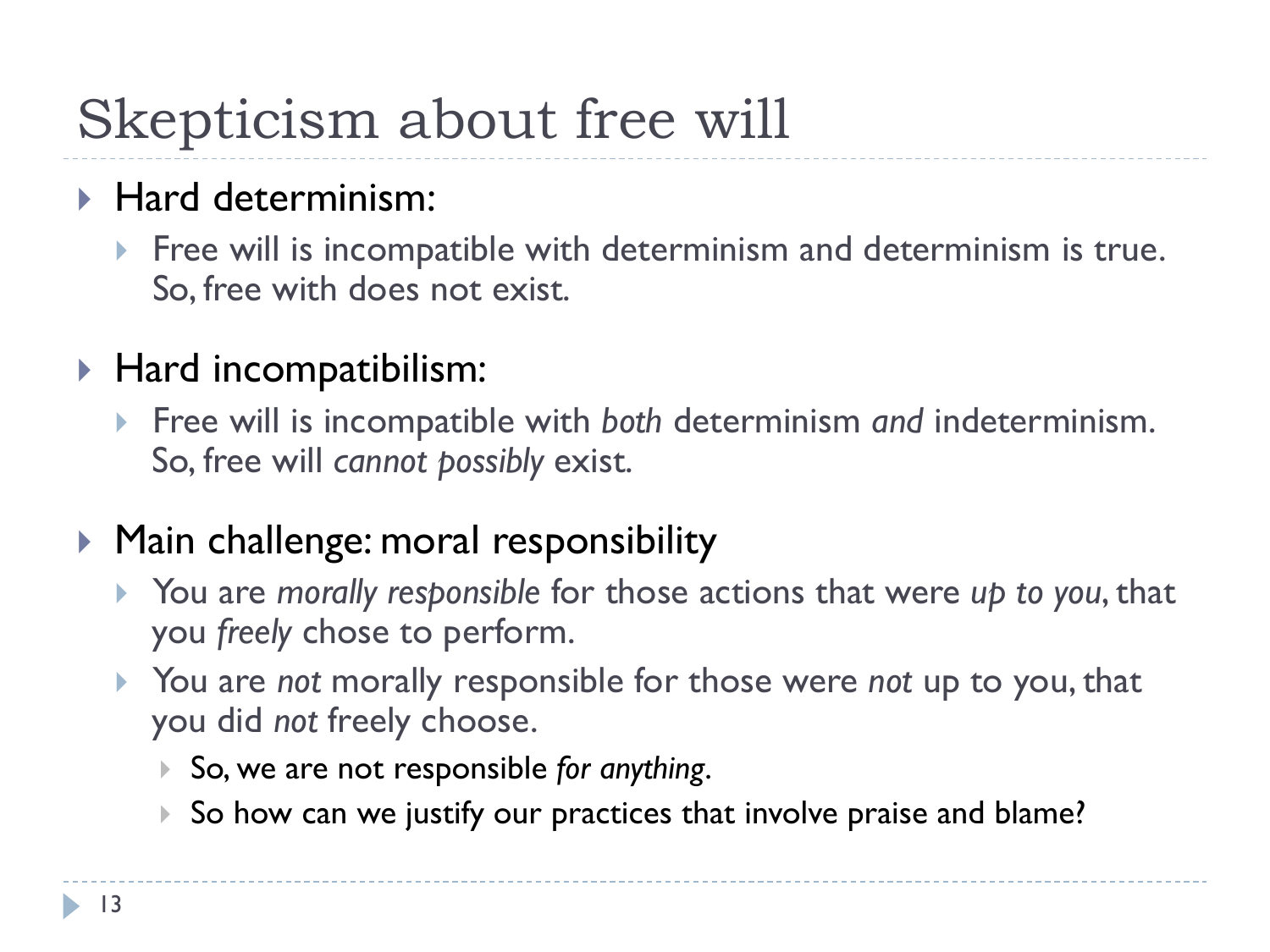# Skepticism about free will

- Hard determinism:
  - Free will is incompatible with determinism and determinism is true. So, free with does not exist.
- Hard incompatibilism:
  - Free will is incompatible with *both* determinism *and* indeterminism. So, free will *cannot possibly* exist.
- Main challenge: moral responsibility
  - You are *morally responsible* for those actions that were *up to you*, that you *freely* chose to perform.
  - You are *not* morally responsible for those were *not* up to you, that you did *not* freely choose.
    - So, we are not responsible *for anything*.
    - So how can we justify our practices that involve praise and blame?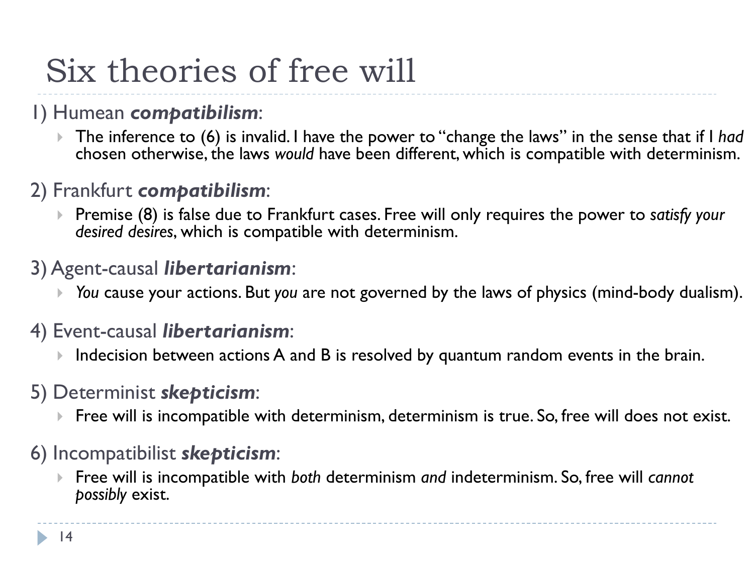# Six theories of free will

1) Humean ***compatibilism***:
   - The inference to (6) is invalid. I have the power to "change the laws" in the sense that if I *had* chosen otherwise, the laws *would* have been different, which is compatible with determinism.

2) Frankfurt ***compatibilism***:
   - Premise (8) is false due to Frankfurt cases. Free will only requires the power to *satisfy your desired desires*, which is compatible with determinism.

3) Agent-causal ***libertarianism***:
   - *You* cause your actions. But *you* are not governed by the laws of physics (mind-body dualism).

4) Event-causal ***libertarianism***:
   - Indecision between actions A and B is resolved by quantum random events in the brain.

5) Determinist ***skepticism***:
   - Free will is incompatible with determinism, determinism is true. So, free will does not exist.

6) Incompatibilist ***skepticism***:
   - Free will is incompatible with *both* determinism *and* indeterminism. So, free will *cannot possibly* exist.